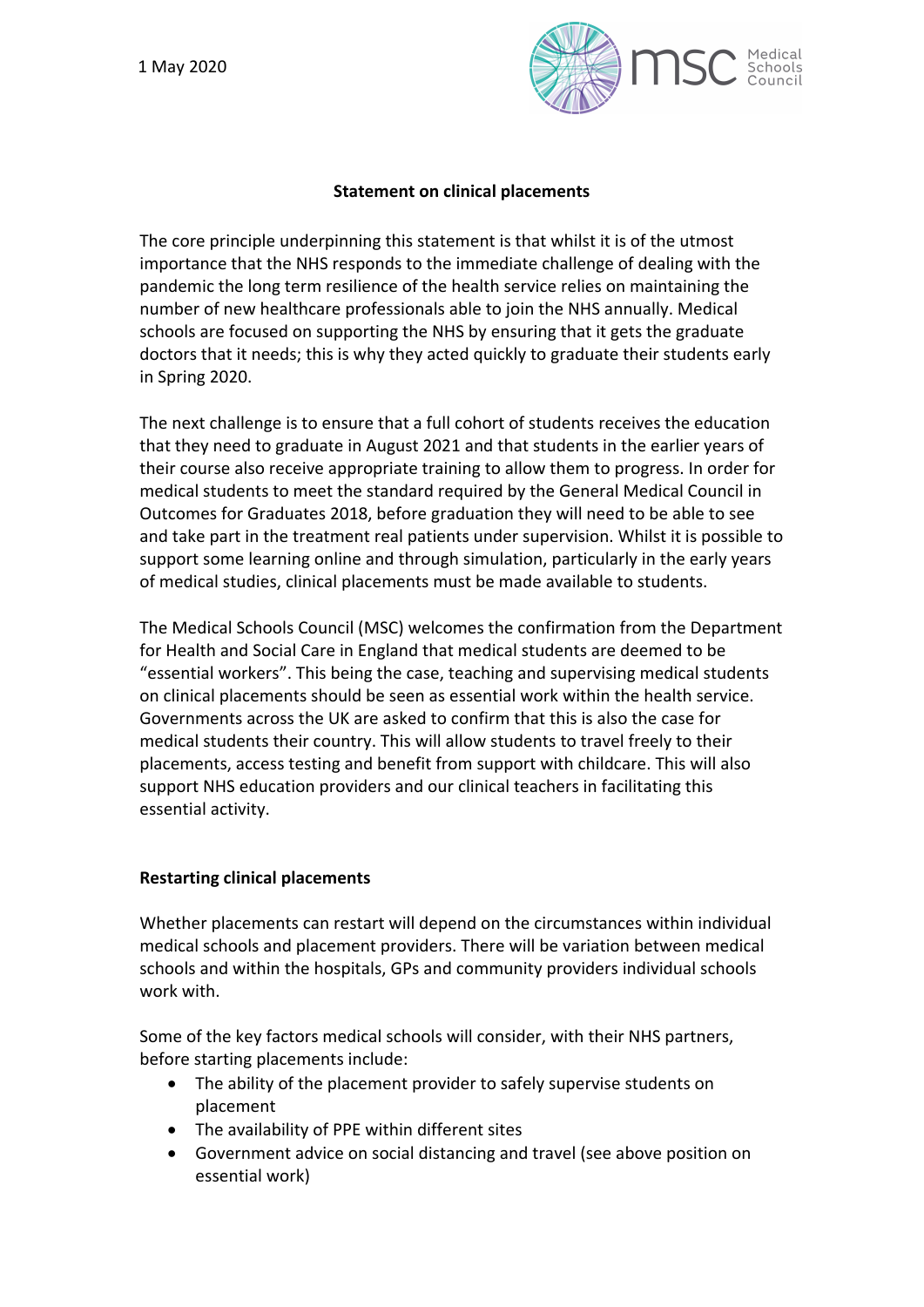1 May 2020

**Statement on clinical placements**

The core principle underpinning this statement is that whilst it is of the utmost importance that the NHS responds to the immediate challenge of dealing with the pandemic the long term resilience of the health service relies on maintaining the number of new healthcare professionals able to join the NHS annually. Medical schools are focused on supporting the NHS by ensuring that it gets the graduate doctors that it needs; this is why they acted quickly to graduate their students early in Spring 2020.

The next challenge is to ensure that a full cohort of students receives the education that they need to graduate in August 2021 and that students in the earlier years of their course also receive appropriate training to allow them to progress. In order for medical students to meet the standard required by the General Medical Council in Outcomes for Graduates 2018, before graduation they will need to be able to see and take part in the treatment real patients under supervision. Whilst it is possible to support some learning online and through simulation, particularly in the early years of medical studies, clinical placements must be made available to students.

The Medical Schools Council (MSC) welcomes the confirmation from the Department for Health and Social Care in England that medical students are deemed to be "essential workers". This being the case, teaching and supervising medical students on clinical placements should be seen as essential work within the health service. Governments across the UK are asked to confirm that this is also the case for medical students their country. This will allow students to travel freely to their placements, access testing and benefit from support with childcare. This will also support NHS education providers and our clinical teachers in facilitating this essential activity.

**Restarting clinical placements**

Whether placements can restart will depend on the circumstances within individual medical schools and placement providers. There will be variation between medical schools and within the hospitals, GPs and community providers individual schools work with.

Some of the key factors medical schools will consider, with their NHS partners, before starting placements include:

- The ability of the placement provider to safely supervise students on placement
- The availability of PPE within different sites
- Government advice on social distancing and travel (see above position on essential work)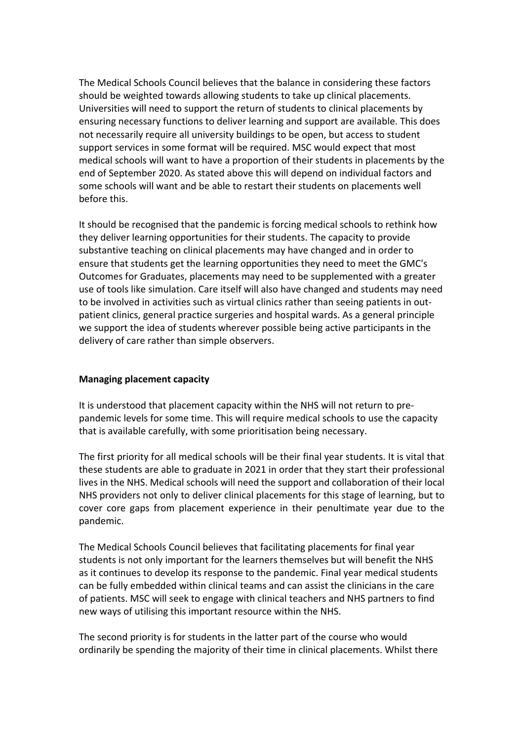The Medical Schools Council believes that the balance in considering these factors should be weighted towards allowing students to take up clinical placements. Universities will need to support the return of students to clinical placements by ensuring necessary functions to deliver learning and support are available. This does not necessarily require all university buildings to be open, but access to student support services in some format will be required. MSC would expect that most medical schools will want to have a proportion of their students in placements by the end of September 2020. As stated above this will depend on individual factors and some schools will want and be able to restart their students on placements well before this.

It should be recognised that the pandemic is forcing medical schools to rethink how they deliver learning opportunities for their students. The capacity to provide substantive teaching on clinical placements may have changed and in order to ensure that students get the learning opportunities they need to meet the GMC's Outcomes for Graduates, placements may need to be supplemented with a greater use of tools like simulation. Care itself will also have changed and students may need to be involved in activities such as virtual clinics rather than seeing patients in out-patient clinics, general practice surgeries and hospital wards. As a general principle we support the idea of students wherever possible being active participants in the delivery of care rather than simple observers.

**Managing placement capacity**

It is understood that placement capacity within the NHS will not return to pre-pandemic levels for some time. This will require medical schools to use the capacity that is available carefully, with some prioritisation being necessary.

The first priority for all medical schools will be their final year students. It is vital that these students are able to graduate in 2021 in order that they start their professional lives in the NHS. Medical schools will need the support and collaboration of their local NHS providers not only to deliver clinical placements for this stage of learning, but to cover core gaps from placement experience in their penultimate year due to the pandemic.

The Medical Schools Council believes that facilitating placements for final year students is not only important for the learners themselves but will benefit the NHS as it continues to develop its response to the pandemic. Final year medical students can be fully embedded within clinical teams and can assist the clinicians in the care of patients. MSC will seek to engage with clinical teachers and NHS partners to find new ways of utilising this important resource within the NHS.

The second priority is for students in the latter part of the course who would ordinarily be spending the majority of their time in clinical placements. Whilst there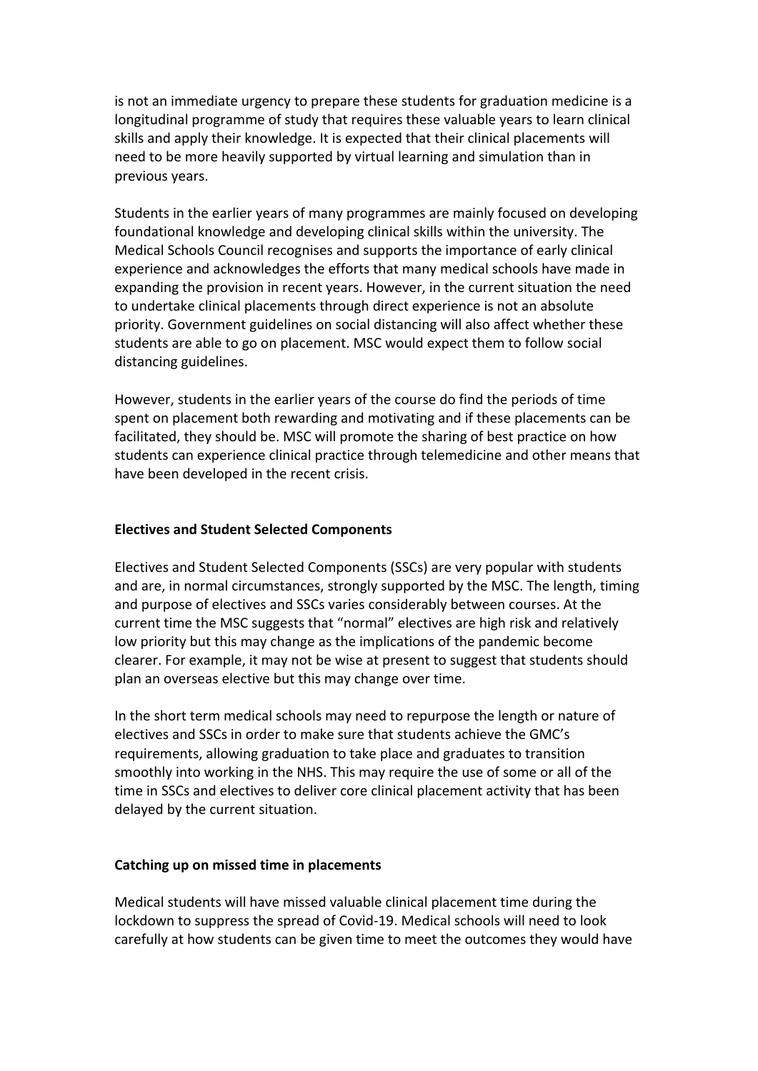is not an immediate urgency to prepare these students for graduation medicine is a longitudinal programme of study that requires these valuable years to learn clinical skills and apply their knowledge. It is expected that their clinical placements will need to be more heavily supported by virtual learning and simulation than in previous years.

Students in the earlier years of many programmes are mainly focused on developing foundational knowledge and developing clinical skills within the university. The Medical Schools Council recognises and supports the importance of early clinical experience and acknowledges the efforts that many medical schools have made in expanding the provision in recent years. However, in the current situation the need to undertake clinical placements through direct experience is not an absolute priority. Government guidelines on social distancing will also affect whether these students are able to go on placement. MSC would expect them to follow social distancing guidelines.

However, students in the earlier years of the course do find the periods of time spent on placement both rewarding and motivating and if these placements can be facilitated, they should be. MSC will promote the sharing of best practice on how students can experience clinical practice through telemedicine and other means that have been developed in the recent crisis.

**Electives and Student Selected Components**

Electives and Student Selected Components (SSCs) are very popular with students and are, in normal circumstances, strongly supported by the MSC. The length, timing and purpose of electives and SSCs varies considerably between courses. At the current time the MSC suggests that "normal" electives are high risk and relatively low priority but this may change as the implications of the pandemic become clearer. For example, it may not be wise at present to suggest that students should plan an overseas elective but this may change over time.

In the short term medical schools may need to repurpose the length or nature of electives and SSCs in order to make sure that students achieve the GMC's requirements, allowing graduation to take place and graduates to transition smoothly into working in the NHS. This may require the use of some or all of the time in SSCs and electives to deliver core clinical placement activity that has been delayed by the current situation.

**Catching up on missed time in placements**

Medical students will have missed valuable clinical placement time during the lockdown to suppress the spread of Covid-19. Medical schools will need to look carefully at how students can be given time to meet the outcomes they would have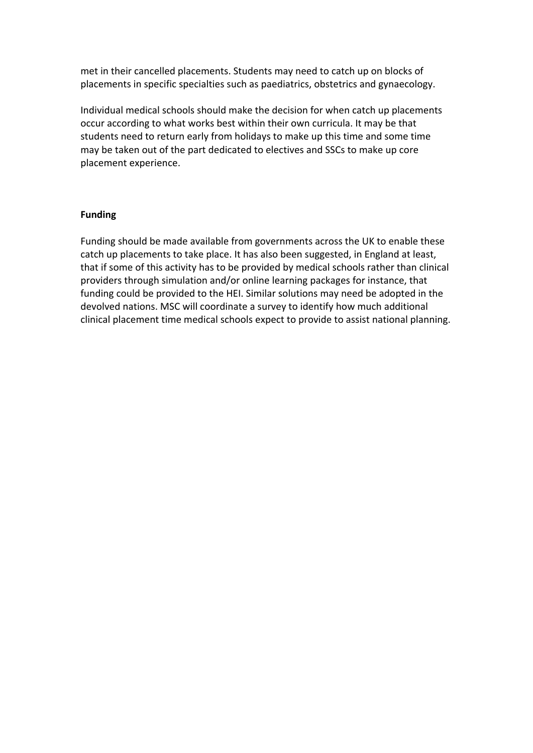met in their cancelled placements. Students may need to catch up on blocks of placements in specific specialties such as paediatrics, obstetrics and gynaecology.

Individual medical schools should make the decision for when catch up placements occur according to what works best within their own curricula. It may be that students need to return early from holidays to make up this time and some time may be taken out of the part dedicated to electives and SSCs to make up core placement experience.

**Funding**

Funding should be made available from governments across the UK to enable these catch up placements to take place. It has also been suggested, in England at least, that if some of this activity has to be provided by medical schools rather than clinical providers through simulation and/or online learning packages for instance, that funding could be provided to the HEI. Similar solutions may need be adopted in the devolved nations. MSC will coordinate a survey to identify how much additional clinical placement time medical schools expect to provide to assist national planning.